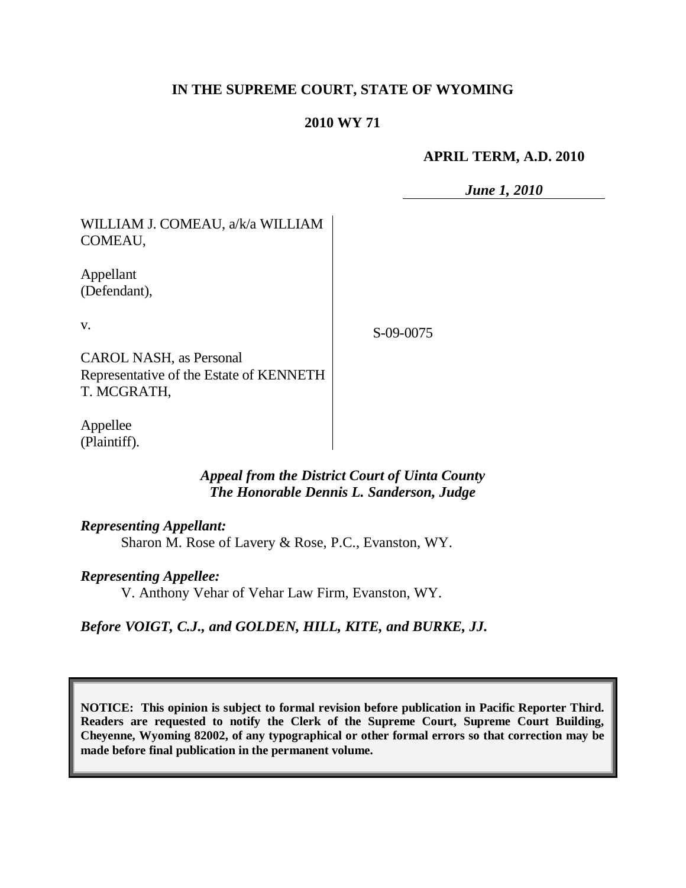**IN THE SUPREME COURT, STATE OF WYOMING**

**2010 WY 71**

**APRIL TERM, A.D. 2010**

***June 1, 2010***

WILLIAM J. COMEAU, a/k/a WILLIAM COMEAU,

Appellant (Defendant),

v.

CAROL NASH, as Personal Representative of the Estate of KENNETH T. MCGRATH,

Appellee (Plaintiff).

S-09-0075

***Appeal from the District Court of Uinta County***
***The Honorable Dennis L. Sanderson, Judge***

***Representing Appellant:***

Sharon M. Rose of Lavery & Rose, P.C., Evanston, WY.

***Representing Appellee:***

V. Anthony Vehar of Vehar Law Firm, Evanston, WY.

***Before VOIGT, C.J., and GOLDEN, HILL, KITE, and BURKE, JJ.***

**NOTICE: This opinion is subject to formal revision before publication in Pacific Reporter Third. Readers are requested to notify the Clerk of the Supreme Court, Supreme Court Building, Cheyenne, Wyoming 82002, of any typographical or other formal errors so that correction may be made before final publication in the permanent volume.**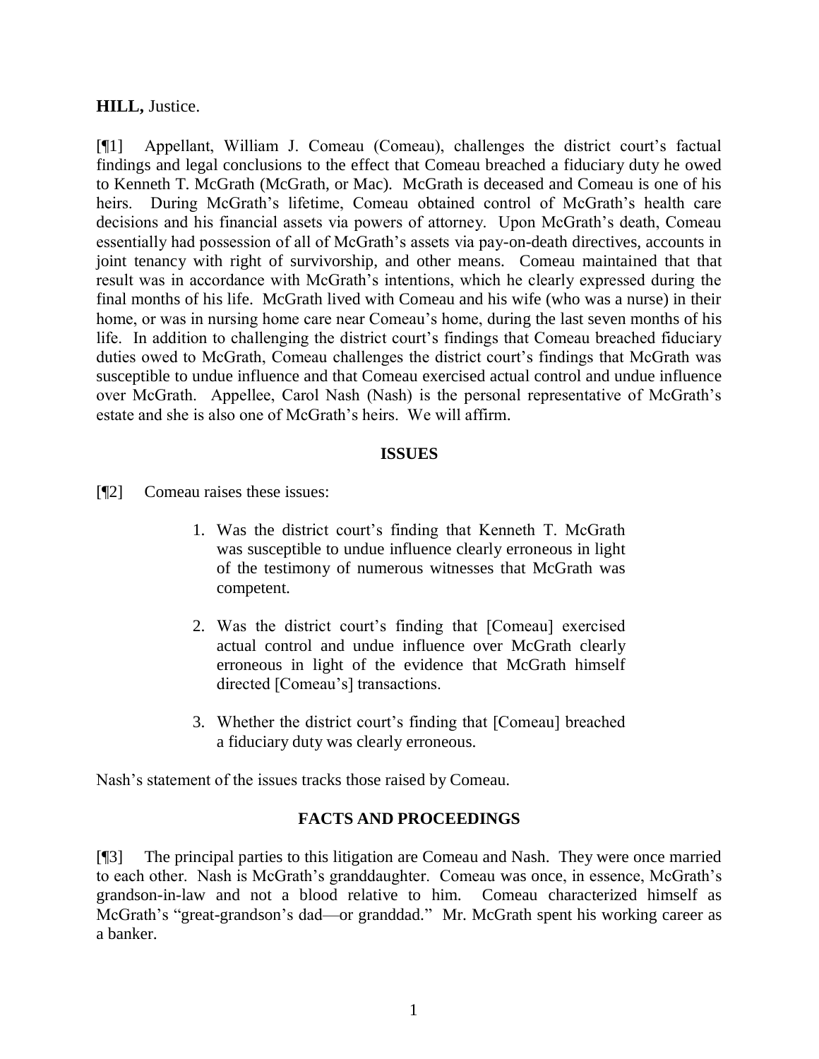**HILL,** Justice.

[¶1] Appellant, William J. Comeau (Comeau), challenges the district court's factual findings and legal conclusions to the effect that Comeau breached a fiduciary duty he owed to Kenneth T. McGrath (McGrath, or Mac). McGrath is deceased and Comeau is one of his heirs. During McGrath's lifetime, Comeau obtained control of McGrath's health care decisions and his financial assets via powers of attorney. Upon McGrath's death, Comeau essentially had possession of all of McGrath's assets via pay-on-death directives, accounts in joint tenancy with right of survivorship, and other means. Comeau maintained that that result was in accordance with McGrath's intentions, which he clearly expressed during the final months of his life. McGrath lived with Comeau and his wife (who was a nurse) in their home, or was in nursing home care near Comeau's home, during the last seven months of his life. In addition to challenging the district court's findings that Comeau breached fiduciary duties owed to McGrath, Comeau challenges the district court's findings that McGrath was susceptible to undue influence and that Comeau exercised actual control and undue influence over McGrath. Appellee, Carol Nash (Nash) is the personal representative of McGrath's estate and she is also one of McGrath's heirs. We will affirm.

## ISSUES

[¶2] Comeau raises these issues:

> 1. Was the district court's finding that Kenneth T. McGrath was susceptible to undue influence clearly erroneous in light of the testimony of numerous witnesses that McGrath was competent.
>
> 2. Was the district court's finding that [Comeau] exercised actual control and undue influence over McGrath clearly erroneous in light of the evidence that McGrath himself directed [Comeau's] transactions.
>
> 3. Whether the district court's finding that [Comeau] breached a fiduciary duty was clearly erroneous.

Nash's statement of the issues tracks those raised by Comeau.

## FACTS AND PROCEEDINGS

[¶3] The principal parties to this litigation are Comeau and Nash. They were once married to each other. Nash is McGrath's granddaughter. Comeau was once, in essence, McGrath's grandson-in-law and not a blood relative to him. Comeau characterized himself as McGrath's "great-grandson's dad—or granddad." Mr. McGrath spent his working career as a banker.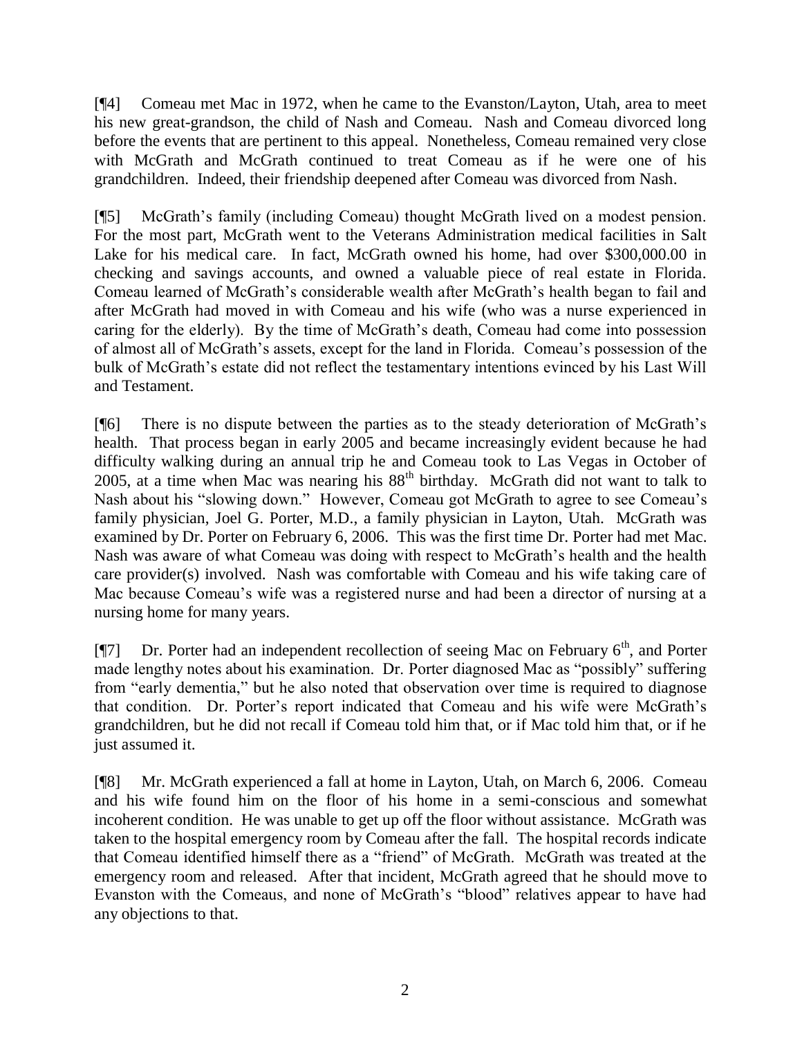[¶4] Comeau met Mac in 1972, when he came to the Evanston/Layton, Utah, area to meet his new great-grandson, the child of Nash and Comeau. Nash and Comeau divorced long before the events that are pertinent to this appeal. Nonetheless, Comeau remained very close with McGrath and McGrath continued to treat Comeau as if he were one of his grandchildren. Indeed, their friendship deepened after Comeau was divorced from Nash.

[¶5] McGrath's family (including Comeau) thought McGrath lived on a modest pension. For the most part, McGrath went to the Veterans Administration medical facilities in Salt Lake for his medical care. In fact, McGrath owned his home, had over $300,000.00 in checking and savings accounts, and owned a valuable piece of real estate in Florida. Comeau learned of McGrath's considerable wealth after McGrath's health began to fail and after McGrath had moved in with Comeau and his wife (who was a nurse experienced in caring for the elderly). By the time of McGrath's death, Comeau had come into possession of almost all of McGrath's assets, except for the land in Florida. Comeau's possession of the bulk of McGrath's estate did not reflect the testamentary intentions evinced by his Last Will and Testament.

[¶6] There is no dispute between the parties as to the steady deterioration of McGrath's health. That process began in early 2005 and became increasingly evident because he had difficulty walking during an annual trip he and Comeau took to Las Vegas in October of 2005, at a time when Mac was nearing his 88th birthday. McGrath did not want to talk to Nash about his "slowing down." However, Comeau got McGrath to agree to see Comeau's family physician, Joel G. Porter, M.D., a family physician in Layton, Utah. McGrath was examined by Dr. Porter on February 6, 2006. This was the first time Dr. Porter had met Mac. Nash was aware of what Comeau was doing with respect to McGrath's health and the health care provider(s) involved. Nash was comfortable with Comeau and his wife taking care of Mac because Comeau's wife was a registered nurse and had been a director of nursing at a nursing home for many years.

[¶7] Dr. Porter had an independent recollection of seeing Mac on February 6th, and Porter made lengthy notes about his examination. Dr. Porter diagnosed Mac as "possibly" suffering from "early dementia," but he also noted that observation over time is required to diagnose that condition. Dr. Porter's report indicated that Comeau and his wife were McGrath's grandchildren, but he did not recall if Comeau told him that, or if Mac told him that, or if he just assumed it.

[¶8] Mr. McGrath experienced a fall at home in Layton, Utah, on March 6, 2006. Comeau and his wife found him on the floor of his home in a semi-conscious and somewhat incoherent condition. He was unable to get up off the floor without assistance. McGrath was taken to the hospital emergency room by Comeau after the fall. The hospital records indicate that Comeau identified himself there as a "friend" of McGrath. McGrath was treated at the emergency room and released. After that incident, McGrath agreed that he should move to Evanston with the Comeaus, and none of McGrath's "blood" relatives appear to have had any objections to that.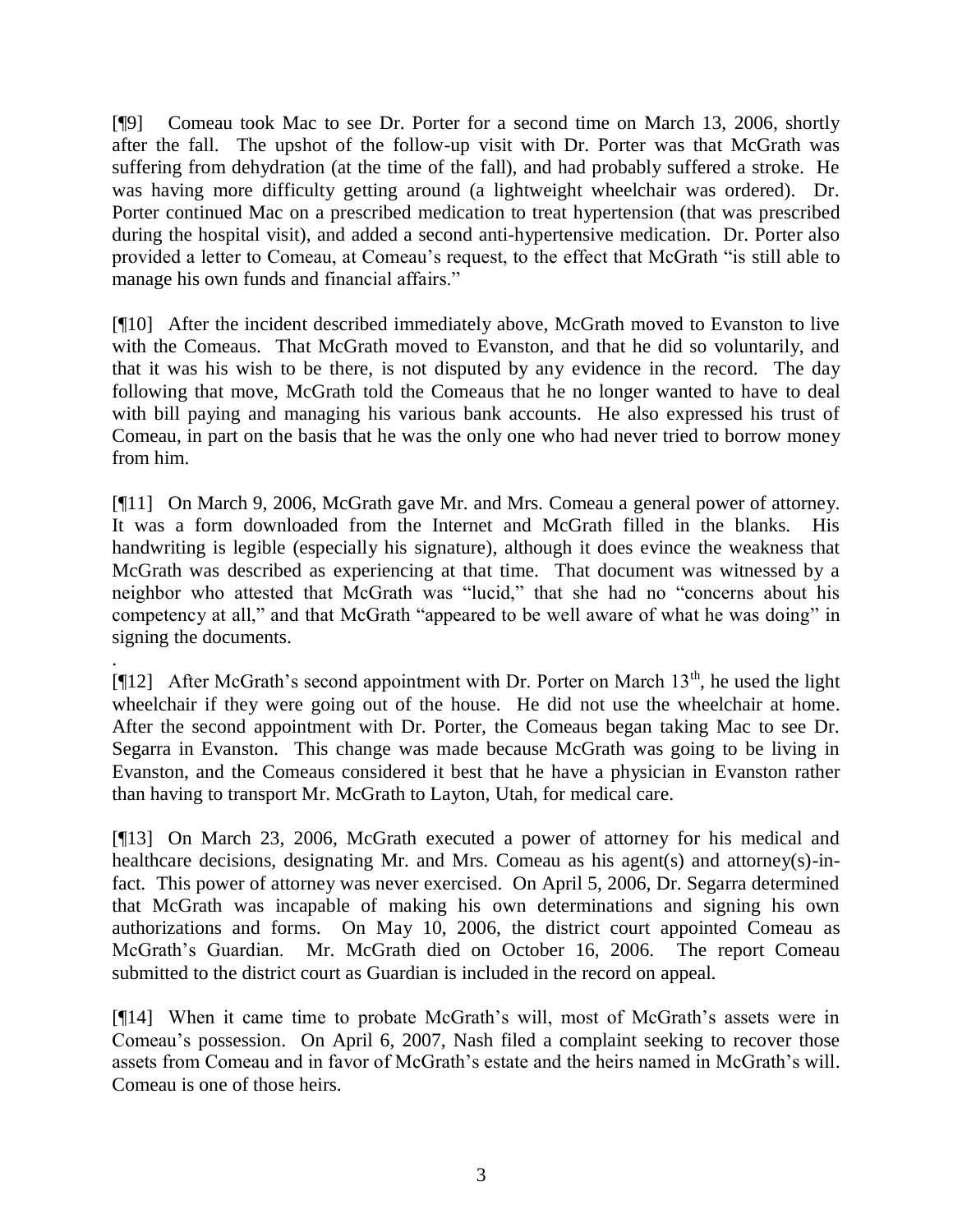[¶9] Comeau took Mac to see Dr. Porter for a second time on March 13, 2006, shortly after the fall. The upshot of the follow-up visit with Dr. Porter was that McGrath was suffering from dehydration (at the time of the fall), and had probably suffered a stroke. He was having more difficulty getting around (a lightweight wheelchair was ordered). Dr. Porter continued Mac on a prescribed medication to treat hypertension (that was prescribed during the hospital visit), and added a second anti-hypertensive medication. Dr. Porter also provided a letter to Comeau, at Comeau's request, to the effect that McGrath "is still able to manage his own funds and financial affairs."

[¶10] After the incident described immediately above, McGrath moved to Evanston to live with the Comeaus. That McGrath moved to Evanston, and that he did so voluntarily, and that it was his wish to be there, is not disputed by any evidence in the record. The day following that move, McGrath told the Comeaus that he no longer wanted to have to deal with bill paying and managing his various bank accounts. He also expressed his trust of Comeau, in part on the basis that he was the only one who had never tried to borrow money from him.

[¶11] On March 9, 2006, McGrath gave Mr. and Mrs. Comeau a general power of attorney. It was a form downloaded from the Internet and McGrath filled in the blanks. His handwriting is legible (especially his signature), although it does evince the weakness that McGrath was described as experiencing at that time. That document was witnessed by a neighbor who attested that McGrath was "lucid," that she had no "concerns about his competency at all," and that McGrath "appeared to be well aware of what he was doing" in signing the documents.

[¶12] After McGrath's second appointment with Dr. Porter on March 13th, he used the light wheelchair if they were going out of the house. He did not use the wheelchair at home. After the second appointment with Dr. Porter, the Comeaus began taking Mac to see Dr. Segarra in Evanston. This change was made because McGrath was going to be living in Evanston, and the Comeaus considered it best that he have a physician in Evanston rather than having to transport Mr. McGrath to Layton, Utah, for medical care.

[¶13] On March 23, 2006, McGrath executed a power of attorney for his medical and healthcare decisions, designating Mr. and Mrs. Comeau as his agent(s) and attorney(s)-in-fact. This power of attorney was never exercised. On April 5, 2006, Dr. Segarra determined that McGrath was incapable of making his own determinations and signing his own authorizations and forms. On May 10, 2006, the district court appointed Comeau as McGrath's Guardian. Mr. McGrath died on October 16, 2006. The report Comeau submitted to the district court as Guardian is included in the record on appeal.

[¶14] When it came time to probate McGrath's will, most of McGrath's assets were in Comeau's possession. On April 6, 2007, Nash filed a complaint seeking to recover those assets from Comeau and in favor of McGrath's estate and the heirs named in McGrath's will. Comeau is one of those heirs.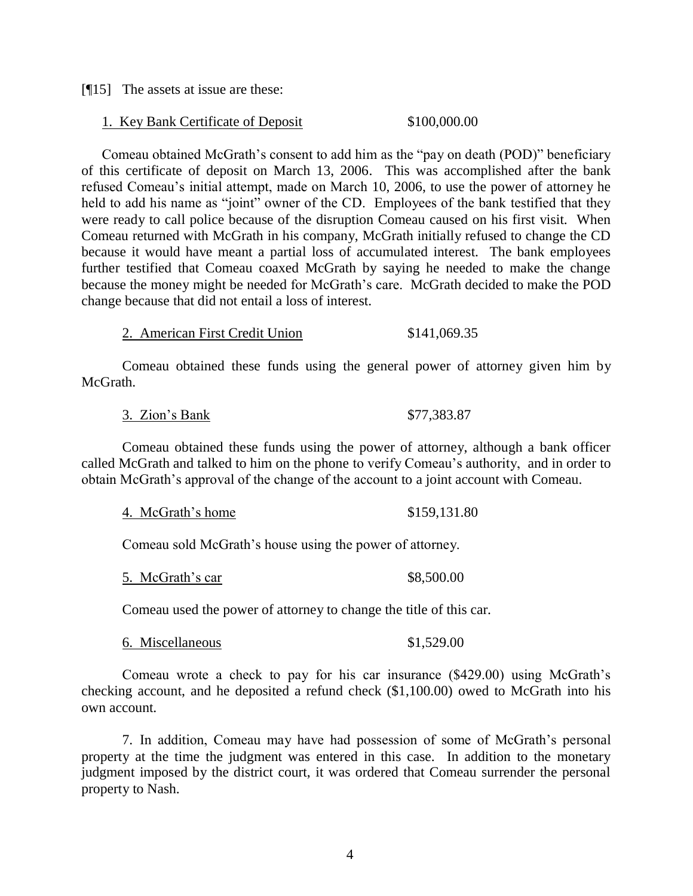[¶15] The assets at issue are these:

1. <u>Key Bank Certificate of Deposit</u> $100,000.00

Comeau obtained McGrath's consent to add him as the "pay on death (POD)" beneficiary of this certificate of deposit on March 13, 2006. This was accomplished after the bank refused Comeau's initial attempt, made on March 10, 2006, to use the power of attorney he held to add his name as "joint" owner of the CD. Employees of the bank testified that they were ready to call police because of the disruption Comeau caused on his first visit. When Comeau returned with McGrath in his company, McGrath initially refused to change the CD because it would have meant a partial loss of accumulated interest. The bank employees further testified that Comeau coaxed McGrath by saying he needed to make the change because the money might be needed for McGrath's care. McGrath decided to make the POD change because that did not entail a loss of interest.

2. <u>American First Credit Union</u> $141,069.35

Comeau obtained these funds using the general power of attorney given him by McGrath.

3. <u>Zion's Bank</u> $77,383.87

Comeau obtained these funds using the power of attorney, although a bank officer called McGrath and talked to him on the phone to verify Comeau's authority, and in order to obtain McGrath's approval of the change of the account to a joint account with Comeau.

4. <u>McGrath's home</u> $159,131.80

Comeau sold McGrath's house using the power of attorney.

5. <u>McGrath's car</u> $8,500.00

Comeau used the power of attorney to change the title of this car.

6. <u>Miscellaneous</u> $1,529.00

Comeau wrote a check to pay for his car insurance ($429.00) using McGrath's checking account, and he deposited a refund check ($1,100.00) owed to McGrath into his own account.

7. In addition, Comeau may have had possession of some of McGrath's personal property at the time the judgment was entered in this case. In addition to the monetary judgment imposed by the district court, it was ordered that Comeau surrender the personal property to Nash.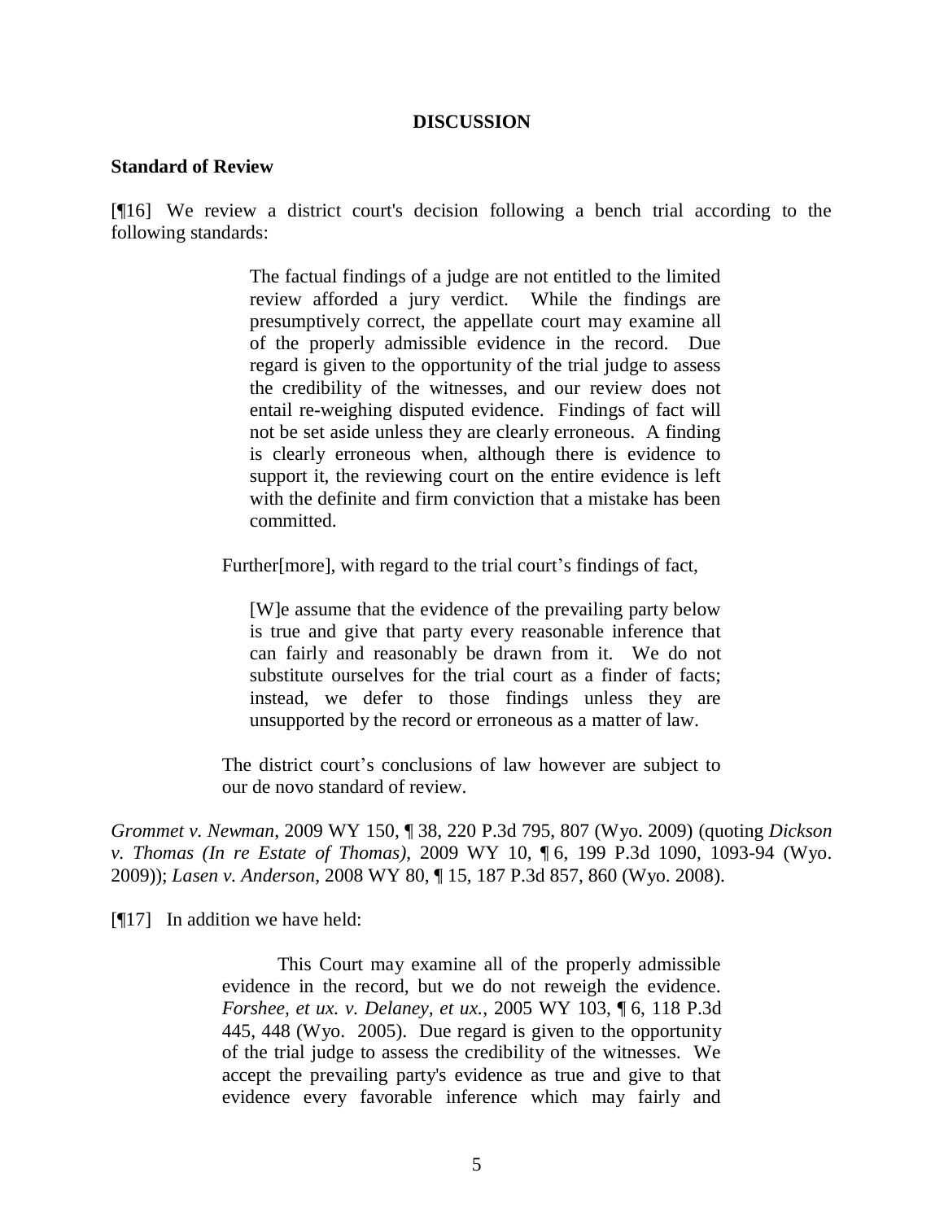## DISCUSSION

### Standard of Review

[¶16] We review a district court's decision following a bench trial according to the following standards:

> The factual findings of a judge are not entitled to the limited review afforded a jury verdict. While the findings are presumptively correct, the appellate court may examine all of the properly admissible evidence in the record. Due regard is given to the opportunity of the trial judge to assess the credibility of the witnesses, and our review does not entail re-weighing disputed evidence. Findings of fact will not be set aside unless they are clearly erroneous. A finding is clearly erroneous when, although there is evidence to support it, the reviewing court on the entire evidence is left with the definite and firm conviction that a mistake has been committed.
>
> Further[more], with regard to the trial court's findings of fact,
>
>> [W]e assume that the evidence of the prevailing party below is true and give that party every reasonable inference that can fairly and reasonably be drawn from it. We do not substitute ourselves for the trial court as a finder of facts; instead, we defer to those findings unless they are unsupported by the record or erroneous as a matter of law.
>
> The district court's conclusions of law however are subject to our de novo standard of review.

*Grommet v. Newman*, 2009 WY 150, ¶ 38, 220 P.3d 795, 807 (Wyo. 2009) (quoting *Dickson v. Thomas (In re Estate of Thomas)*, 2009 WY 10, ¶ 6, 199 P.3d 1090, 1093-94 (Wyo. 2009)); *Lasen v. Anderson*, 2008 WY 80, ¶ 15, 187 P.3d 857, 860 (Wyo. 2008).

[¶17] In addition we have held:

> This Court may examine all of the properly admissible evidence in the record, but we do not reweigh the evidence. *Forshee, et ux. v. Delaney, et ux.*, 2005 WY 103, ¶ 6, 118 P.3d 445, 448 (Wyo. 2005). Due regard is given to the opportunity of the trial judge to assess the credibility of the witnesses. We accept the prevailing party's evidence as true and give to that evidence every favorable inference which may fairly and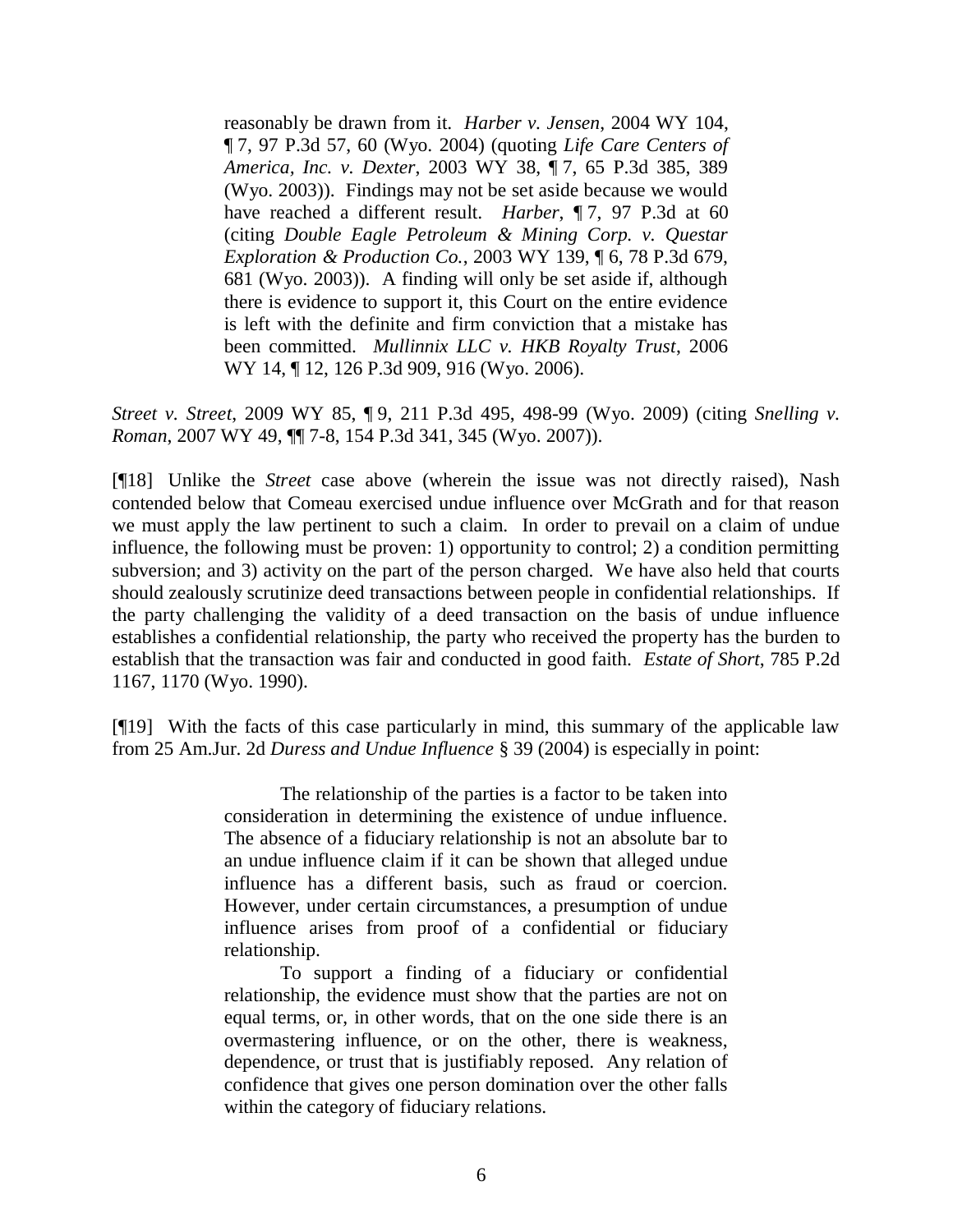> reasonably be drawn from it. *Harber v. Jensen*, 2004 WY 104, ¶ 7, 97 P.3d 57, 60 (Wyo. 2004) (quoting *Life Care Centers of America, Inc. v. Dexter*, 2003 WY 38, ¶ 7, 65 P.3d 385, 389 (Wyo. 2003)). Findings may not be set aside because we would have reached a different result. *Harber*, ¶ 7, 97 P.3d at 60 (citing *Double Eagle Petroleum & Mining Corp. v. Questar Exploration & Production Co.*, 2003 WY 139, ¶ 6, 78 P.3d 679, 681 (Wyo. 2003)). A finding will only be set aside if, although there is evidence to support it, this Court on the entire evidence is left with the definite and firm conviction that a mistake has been committed. *Mullinnix LLC v. HKB Royalty Trust*, 2006 WY 14, ¶ 12, 126 P.3d 909, 916 (Wyo. 2006).

*Street v. Street*, 2009 WY 85, ¶ 9, 211 P.3d 495, 498-99 (Wyo. 2009) (citing *Snelling v. Roman*, 2007 WY 49, ¶¶ 7-8, 154 P.3d 341, 345 (Wyo. 2007)).

[¶18] Unlike the *Street* case above (wherein the issue was not directly raised), Nash contended below that Comeau exercised undue influence over McGrath and for that reason we must apply the law pertinent to such a claim. In order to prevail on a claim of undue influence, the following must be proven: 1) opportunity to control; 2) a condition permitting subversion; and 3) activity on the part of the person charged. We have also held that courts should zealously scrutinize deed transactions between people in confidential relationships. If the party challenging the validity of a deed transaction on the basis of undue influence establishes a confidential relationship, the party who received the property has the burden to establish that the transaction was fair and conducted in good faith. *Estate of Short*, 785 P.2d 1167, 1170 (Wyo. 1990).

[¶19] With the facts of this case particularly in mind, this summary of the applicable law from 25 Am.Jur. 2d *Duress and Undue Influence* § 39 (2004) is especially in point:

> The relationship of the parties is a factor to be taken into consideration in determining the existence of undue influence. The absence of a fiduciary relationship is not an absolute bar to an undue influence claim if it can be shown that alleged undue influence has a different basis, such as fraud or coercion. However, under certain circumstances, a presumption of undue influence arises from proof of a confidential or fiduciary relationship.
>
> To support a finding of a fiduciary or confidential relationship, the evidence must show that the parties are not on equal terms, or, in other words, that on the one side there is an overmastering influence, or on the other, there is weakness, dependence, or trust that is justifiably reposed. Any relation of confidence that gives one person domination over the other falls within the category of fiduciary relations.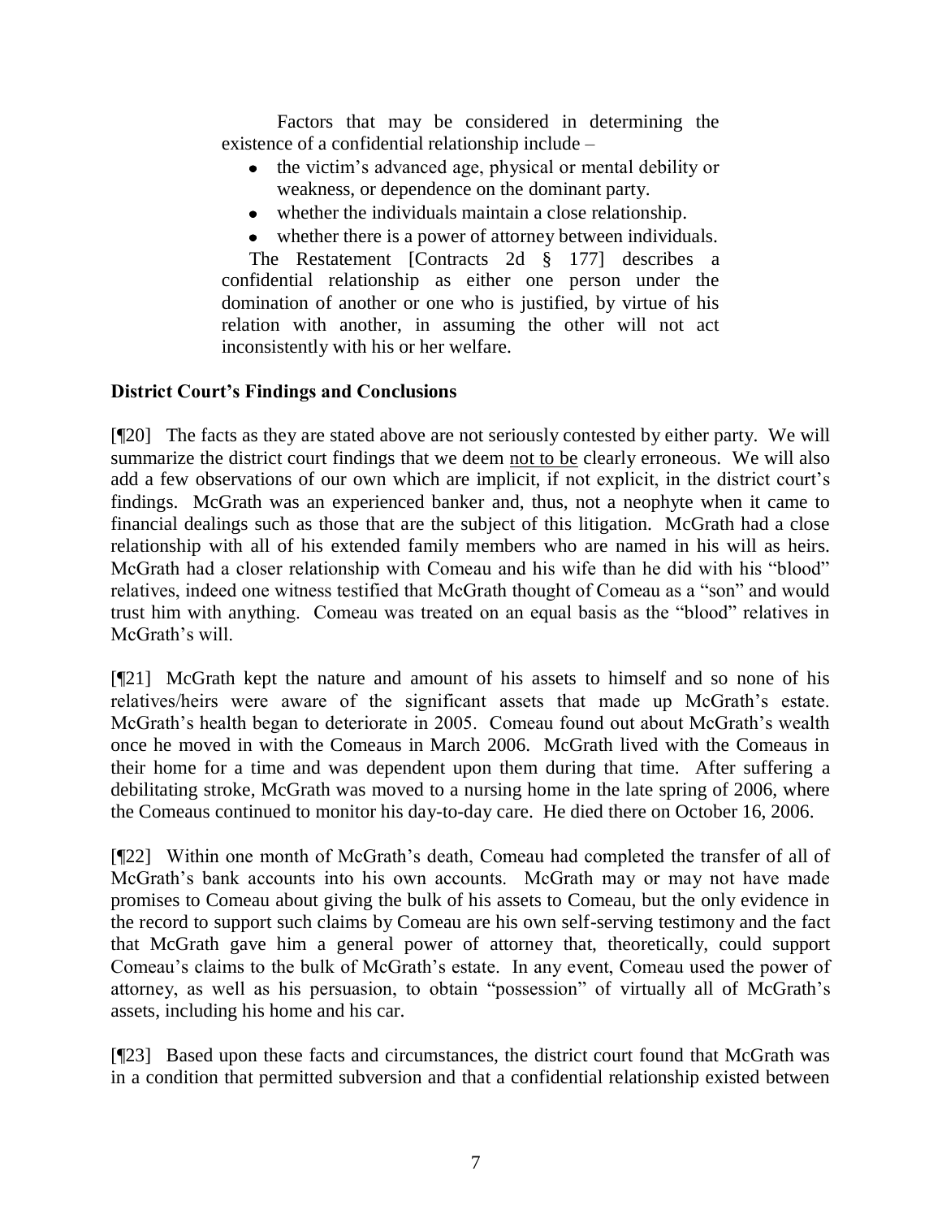Factors that may be considered in determining the existence of a confidential relationship include –

- the victim's advanced age, physical or mental debility or weakness, or dependence on the dominant party.
- whether the individuals maintain a close relationship.
- whether there is a power of attorney between individuals.

The Restatement [Contracts 2d § 177] describes a confidential relationship as either one person under the domination of another or one who is justified, by virtue of his relation with another, in assuming the other will not act inconsistently with his or her welfare.

**District Court's Findings and Conclusions**

[¶20] The facts as they are stated above are not seriously contested by either party. We will summarize the district court findings that we deem not to be clearly erroneous. We will also add a few observations of our own which are implicit, if not explicit, in the district court's findings. McGrath was an experienced banker and, thus, not a neophyte when it came to financial dealings such as those that are the subject of this litigation. McGrath had a close relationship with all of his extended family members who are named in his will as heirs. McGrath had a closer relationship with Comeau and his wife than he did with his "blood" relatives, indeed one witness testified that McGrath thought of Comeau as a "son" and would trust him with anything. Comeau was treated on an equal basis as the "blood" relatives in McGrath's will.

[¶21] McGrath kept the nature and amount of his assets to himself and so none of his relatives/heirs were aware of the significant assets that made up McGrath's estate. McGrath's health began to deteriorate in 2005. Comeau found out about McGrath's wealth once he moved in with the Comeaus in March 2006. McGrath lived with the Comeaus in their home for a time and was dependent upon them during that time. After suffering a debilitating stroke, McGrath was moved to a nursing home in the late spring of 2006, where the Comeaus continued to monitor his day-to-day care. He died there on October 16, 2006.

[¶22] Within one month of McGrath's death, Comeau had completed the transfer of all of McGrath's bank accounts into his own accounts. McGrath may or may not have made promises to Comeau about giving the bulk of his assets to Comeau, but the only evidence in the record to support such claims by Comeau are his own self-serving testimony and the fact that McGrath gave him a general power of attorney that, theoretically, could support Comeau's claims to the bulk of McGrath's estate. In any event, Comeau used the power of attorney, as well as his persuasion, to obtain "possession" of virtually all of McGrath's assets, including his home and his car.

[¶23] Based upon these facts and circumstances, the district court found that McGrath was in a condition that permitted subversion and that a confidential relationship existed between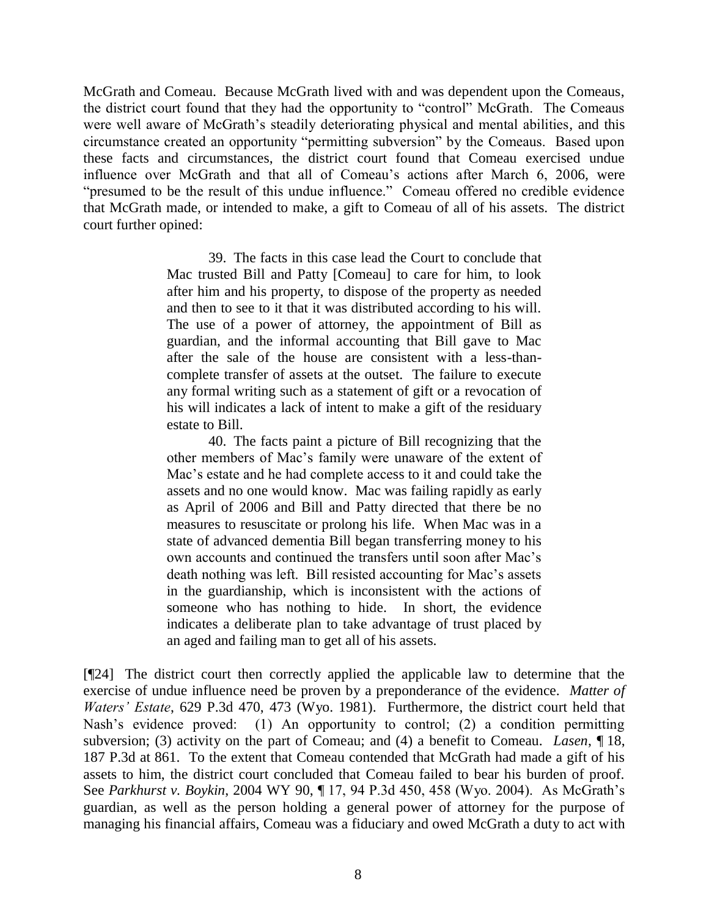McGrath and Comeau. Because McGrath lived with and was dependent upon the Comeaus, the district court found that they had the opportunity to "control" McGrath. The Comeaus were well aware of McGrath's steadily deteriorating physical and mental abilities, and this circumstance created an opportunity "permitting subversion" by the Comeaus. Based upon these facts and circumstances, the district court found that Comeau exercised undue influence over McGrath and that all of Comeau's actions after March 6, 2006, were "presumed to be the result of this undue influence." Comeau offered no credible evidence that McGrath made, or intended to make, a gift to Comeau of all of his assets. The district court further opined:

> 39. The facts in this case lead the Court to conclude that Mac trusted Bill and Patty [Comeau] to care for him, to look after him and his property, to dispose of the property as needed and then to see to it that it was distributed according to his will. The use of a power of attorney, the appointment of Bill as guardian, and the informal accounting that Bill gave to Mac after the sale of the house are consistent with a less-than-complete transfer of assets at the outset. The failure to execute any formal writing such as a statement of gift or a revocation of his will indicates a lack of intent to make a gift of the residuary estate to Bill.
>
> 40. The facts paint a picture of Bill recognizing that the other members of Mac's family were unaware of the extent of Mac's estate and he had complete access to it and could take the assets and no one would know. Mac was failing rapidly as early as April of 2006 and Bill and Patty directed that there be no measures to resuscitate or prolong his life. When Mac was in a state of advanced dementia Bill began transferring money to his own accounts and continued the transfers until soon after Mac's death nothing was left. Bill resisted accounting for Mac's assets in the guardianship, which is inconsistent with the actions of someone who has nothing to hide. In short, the evidence indicates a deliberate plan to take advantage of trust placed by an aged and failing man to get all of his assets.

[¶24] The district court then correctly applied the applicable law to determine that the exercise of undue influence need be proven by a preponderance of the evidence. *Matter of Waters' Estate*, 629 P.3d 470, 473 (Wyo. 1981). Furthermore, the district court held that Nash's evidence proved: (1) An opportunity to control; (2) a condition permitting subversion; (3) activity on the part of Comeau; and (4) a benefit to Comeau. *Lasen*, ¶ 18, 187 P.3d at 861. To the extent that Comeau contended that McGrath had made a gift of his assets to him, the district court concluded that Comeau failed to bear his burden of proof. See *Parkhurst v. Boykin*, 2004 WY 90, ¶ 17, 94 P.3d 450, 458 (Wyo. 2004). As McGrath's guardian, as well as the person holding a general power of attorney for the purpose of managing his financial affairs, Comeau was a fiduciary and owed McGrath a duty to act with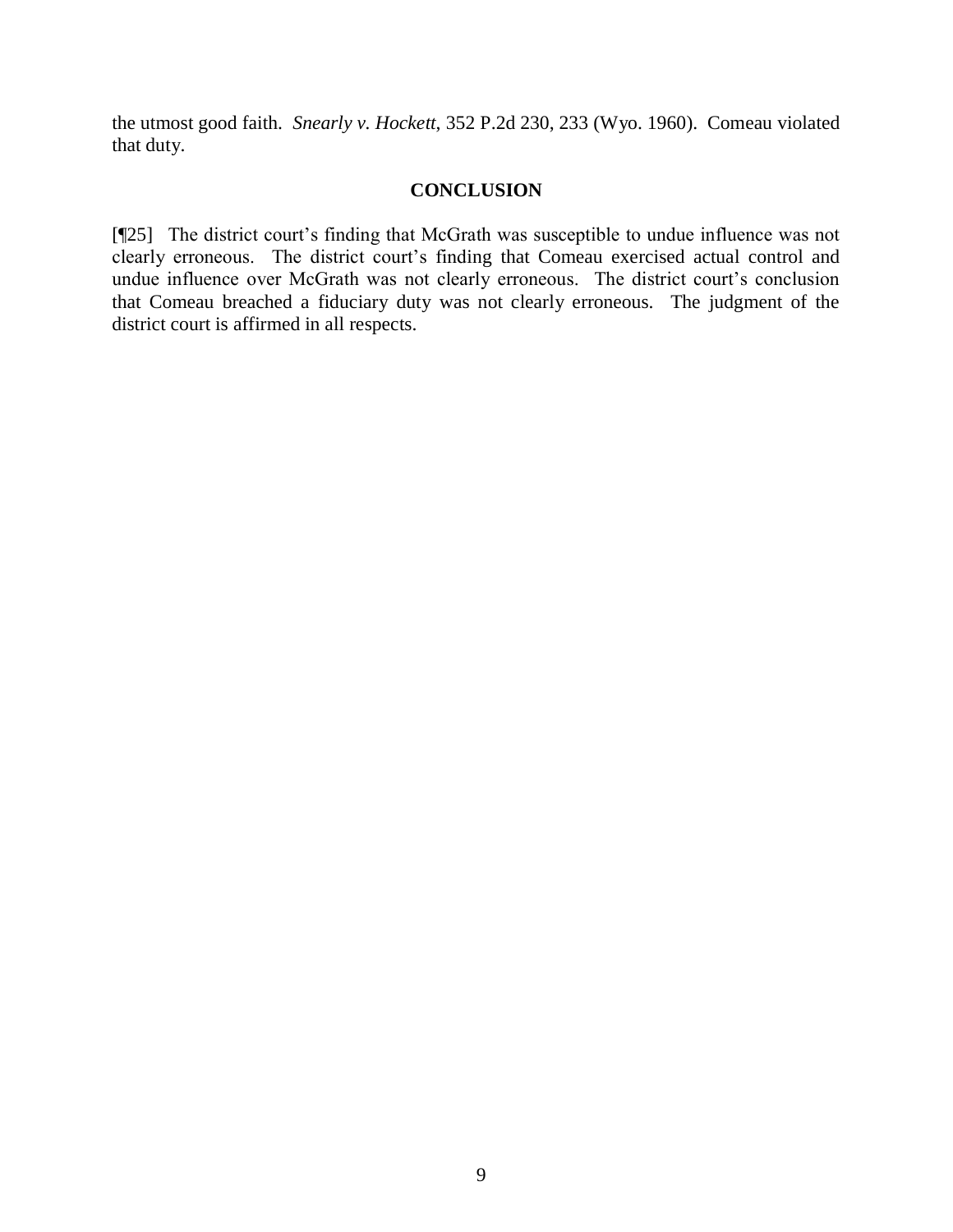the utmost good faith. *Snearly v. Hockett*, 352 P.2d 230, 233 (Wyo. 1960). Comeau violated that duty.

## CONCLUSION

[¶25] The district court's finding that McGrath was susceptible to undue influence was not clearly erroneous. The district court's finding that Comeau exercised actual control and undue influence over McGrath was not clearly erroneous. The district court's conclusion that Comeau breached a fiduciary duty was not clearly erroneous. The judgment of the district court is affirmed in all respects.